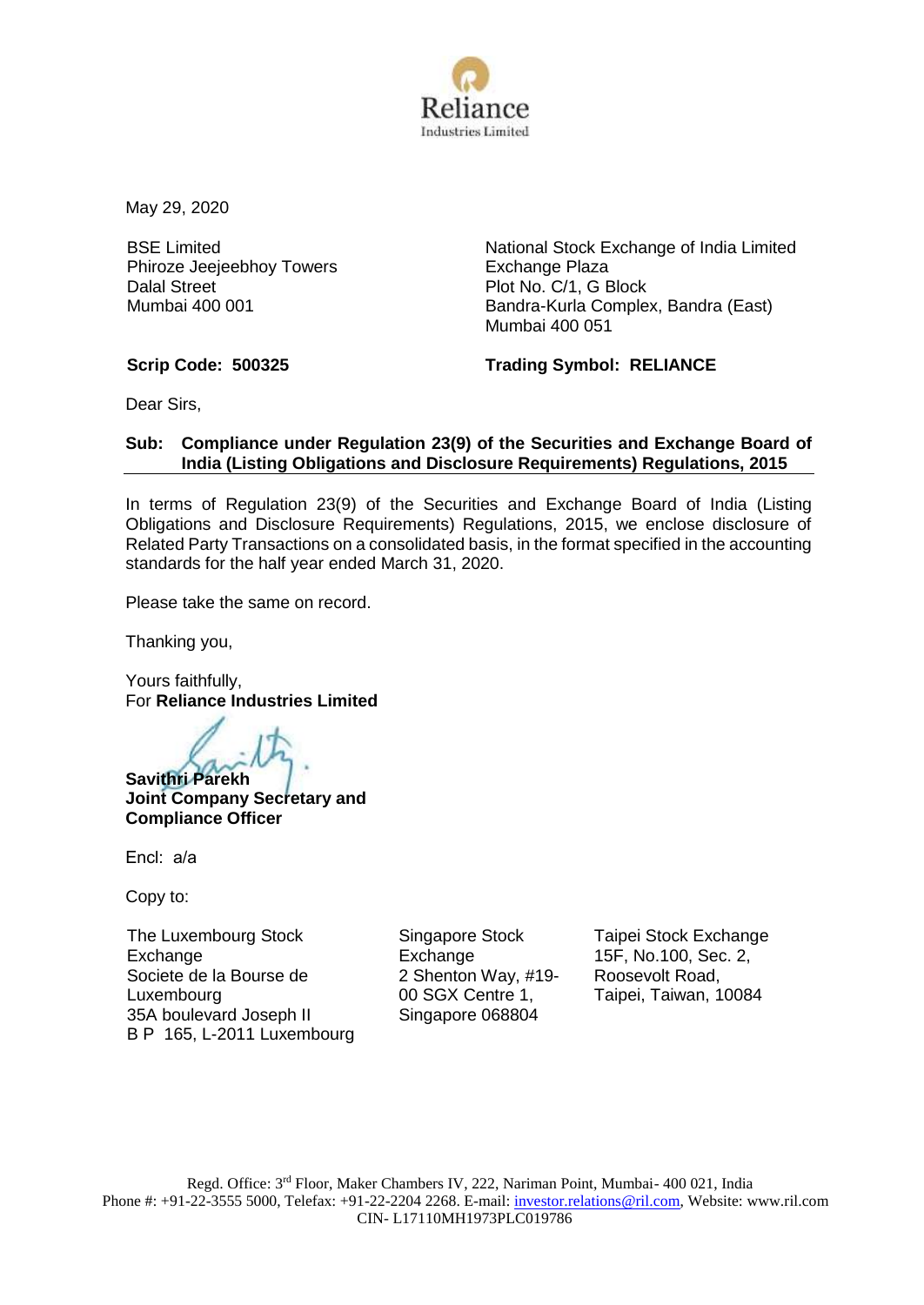Reliance Industries Limited

May 29, 2020

| BSE Limited | National Stock Exchange of India Limited |
|---|---|
| Phiroze Jeejeebhoy Towers | Exchange Plaza |
| Dalal Street | Plot No. C/1, G Block |
| Mumbai 400 001 | Bandra-Kurla Complex, Bandra (East) |
| | Mumbai 400 051 |
| **Scrip Code: 500325** | **Trading Symbol: RELIANCE** |

Dear Sirs,

**Sub: Compliance under Regulation 23(9) of the Securities and Exchange Board of India (Listing Obligations and Disclosure Requirements) Regulations, 2015**

In terms of Regulation 23(9) of the Securities and Exchange Board of India (Listing Obligations and Disclosure Requirements) Regulations, 2015, we enclose disclosure of Related Party Transactions on a consolidated basis, in the format specified in the accounting standards for the half year ended March 31, 2020.

Please take the same on record.

Thanking you,

Yours faithfully,
For **Reliance Industries Limited**

**Savithri Parekh**
**Joint Company Secretary and Compliance Officer**

Encl: a/a

Copy to:

| The Luxembourg Stock Exchange | Singapore Stock Exchange | Taipei Stock Exchange |
|---|---|---|
| Societe de la Bourse de Luxembourg | 2 Shenton Way, #19-00 SGX Centre 1, | 15F, No.100, Sec. 2, |
| 35A boulevard Joseph II | Singapore 068804 | Roosevolt Road, |
| B P 165, L-2011 Luxembourg | | Taipei, Taiwan, 10084 |

Regd. Office: 3rd Floor, Maker Chambers IV, 222, Nariman Point, Mumbai- 400 021, India
Phone #: +91-22-3555 5000, Telefax: +91-22-2204 2268. E-mail: investor.relations@ril.com, Website: www.ril.com
CIN- L17110MH1973PLC019786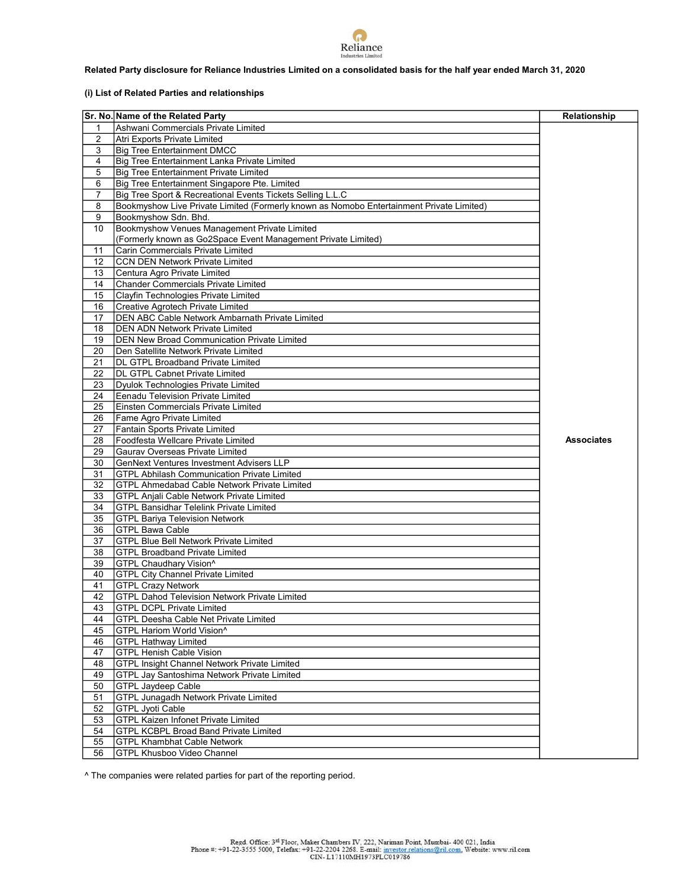Related Party disclosure for Reliance Industries Limited on a consolidated basis for the half year ended March 31, 2020

**(i) List of Related Parties and relationships**

| Sr. No. | Name of the Related Party | Relationship |
|---|---|---|
| 1 | Ashwani Commercials Private Limited | Associates |
| 2 | Atri Exports Private Limited | |
| 3 | Big Tree Entertainment DMCC | |
| 4 | Big Tree Entertainment Lanka Private Limited | |
| 5 | Big Tree Entertainment Private Limited | |
| 6 | Big Tree Entertainment Singapore Pte. Limited | |
| 7 | Big Tree Sport & Recreational Events Tickets Selling L.L.C | |
| 8 | Bookmyshow Live Private Limited (Formerly known as Nomobo Entertainment Private Limited) | |
| 9 | Bookmyshow Sdn. Bhd. | |
| 10 | Bookmyshow Venues Management Private Limited (Formerly known as Go2Space Event Management Private Limited) | |
| 11 | Carin Commercials Private Limited | |
| 12 | CCN DEN Network Private Limited | |
| 13 | Centura Agro Private Limited | |
| 14 | Chander Commercials Private Limited | |
| 15 | Clayfin Technologies Private Limited | |
| 16 | Creative Agrotech Private Limited | |
| 17 | DEN ABC Cable Network Ambarnath Private Limited | |
| 18 | DEN ADN Network Private Limited | |
| 19 | DEN New Broad Communication Private Limited | |
| 20 | Den Satellite Network Private Limited | |
| 21 | DL GTPL Broadband Private Limited | |
| 22 | DL GTPL Cabnet Private Limited | |
| 23 | Dyulok Technologies Private Limited | |
| 24 | Eenadu Television Private Limited | |
| 25 | Einsten Commercials Private Limited | |
| 26 | Fame Agro Private Limited | |
| 27 | Fantain Sports Private Limited | |
| 28 | Foodfesta Wellcare Private Limited | |
| 29 | Gaurav Overseas Private Limited | |
| 30 | GenNext Ventures Investment Advisers LLP | |
| 31 | GTPL Abhilash Communication Private Limited | |
| 32 | GTPL Ahmedabad Cable Network Private Limited | |
| 33 | GTPL Anjali Cable Network Private Limited | |
| 34 | GTPL Bansidhar Telelink Private Limited | |
| 35 | GTPL Bariya Television Network | |
| 36 | GTPL Bawa Cable | |
| 37 | GTPL Blue Bell Network Private Limited | |
| 38 | GTPL Broadband Private Limited | |
| 39 | GTPL Chaudhary Vision^ | |
| 40 | GTPL City Channel Private Limited | |
| 41 | GTPL Crazy Network | |
| 42 | GTPL Dahod Television Network Private Limited | |
| 43 | GTPL DCPL Private Limited | |
| 44 | GTPL Deesha Cable Net Private Limited | |
| 45 | GTPL Hariom World Vision^ | |
| 46 | GTPL Hathway Limited | |
| 47 | GTPL Henish Cable Vision | |
| 48 | GTPL Insight Channel Network Private Limited | |
| 49 | GTPL Jay Santoshima Network Private Limited | |
| 50 | GTPL Jaydeep Cable | |
| 51 | GTPL Junagadh Network Private Limited | |
| 52 | GTPL Jyoti Cable | |
| 53 | GTPL Kaizen Infonet Private Limited | |
| 54 | GTPL KCBPL Broad Band Private Limited | |
| 55 | GTPL Khambhat Cable Network | |
| 56 | GTPL Khusboo Video Channel | |

^ The companies were related parties for part of the reporting period.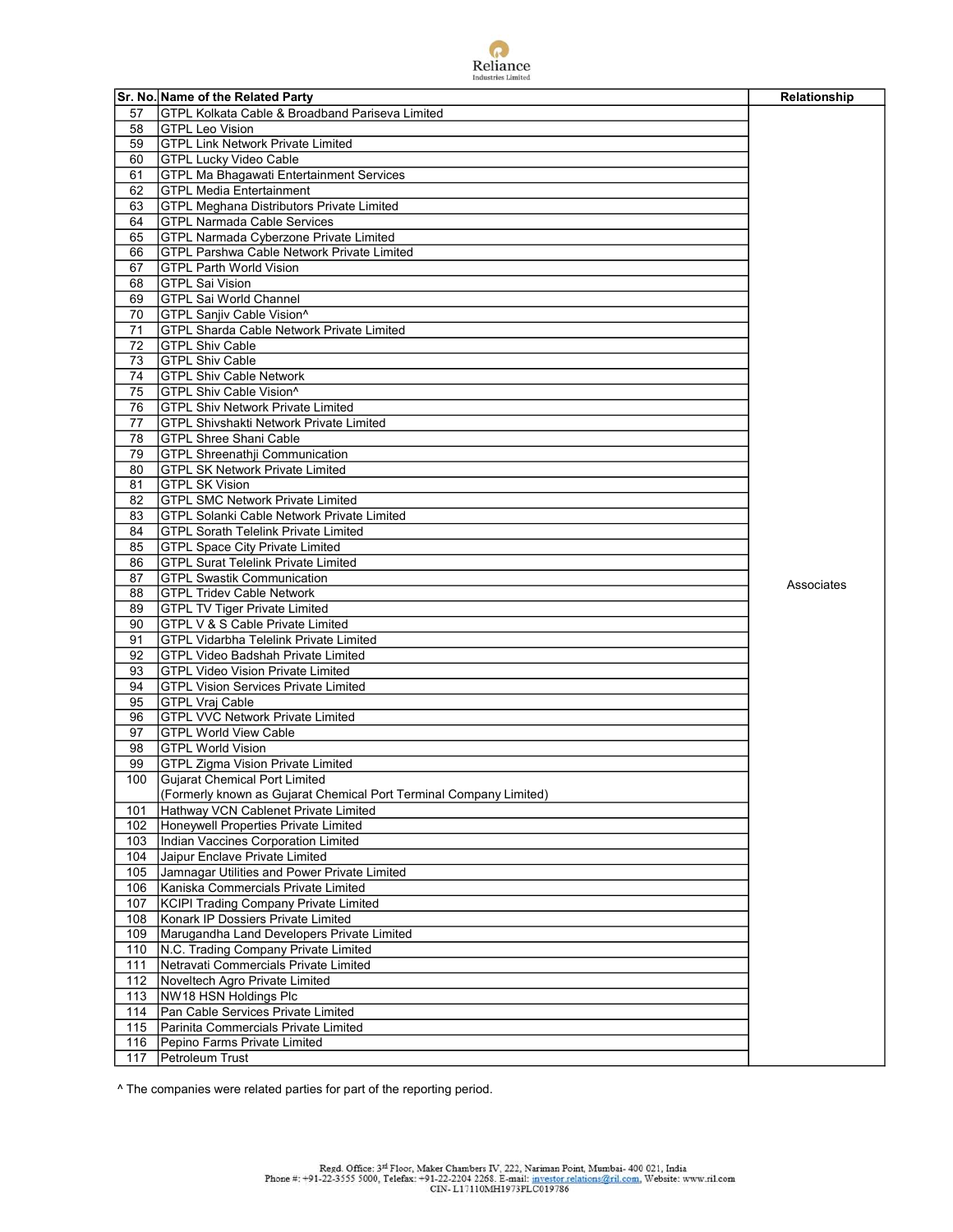| Sr. No. | Name of the Related Party | Relationship |
|---|---|---|
| 57 | GTPL Kolkata Cable & Broadband Pariseva Limited | Associates |
| 58 | GTPL Leo Vision | |
| 59 | GTPL Link Network Private Limited | |
| 60 | GTPL Lucky Video Cable | |
| 61 | GTPL Ma Bhagawati Entertainment Services | |
| 62 | GTPL Media Entertainment | |
| 63 | GTPL Meghana Distributors Private Limited | |
| 64 | GTPL Narmada Cable Services | |
| 65 | GTPL Narmada Cyberzone Private Limited | |
| 66 | GTPL Parshwa Cable Network Private Limited | |
| 67 | GTPL Parth World Vision | |
| 68 | GTPL Sai Vision | |
| 69 | GTPL Sai World Channel | |
| 70 | GTPL Sanjiv Cable Vision^ | |
| 71 | GTPL Sharda Cable Network Private Limited | |
| 72 | GTPL Shiv Cable | |
| 73 | GTPL Shiv Cable | |
| 74 | GTPL Shiv Cable Network | |
| 75 | GTPL Shiv Cable Vision^ | |
| 76 | GTPL Shiv Network Private Limited | |
| 77 | GTPL Shivshakti Network Private Limited | |
| 78 | GTPL Shree Shani Cable | |
| 79 | GTPL Shreenathji Communication | |
| 80 | GTPL SK Network Private Limited | |
| 81 | GTPL SK Vision | |
| 82 | GTPL SMC Network Private Limited | |
| 83 | GTPL Solanki Cable Network Private Limited | |
| 84 | GTPL Sorath Telelink Private Limited | |
| 85 | GTPL Space City Private Limited | |
| 86 | GTPL Surat Telelink Private Limited | |
| 87 | GTPL Swastik Communication | |
| 88 | GTPL Tridev Cable Network | |
| 89 | GTPL TV Tiger Private Limited | |
| 90 | GTPL V & S Cable Private Limited | |
| 91 | GTPL Vidarbha Telelink Private Limited | |
| 92 | GTPL Video Badshah Private Limited | |
| 93 | GTPL Video Vision Private Limited | |
| 94 | GTPL Vision Services Private Limited | |
| 95 | GTPL Vraj Cable | |
| 96 | GTPL VVC Network Private Limited | |
| 97 | GTPL World View Cable | |
| 98 | GTPL World Vision | |
| 99 | GTPL Zigma Vision Private Limited | |
| 100 | Gujarat Chemical Port Limited (Formerly known as Gujarat Chemical Port Terminal Company Limited) | |
| 101 | Hathway VCN Cablenet Private Limited | |
| 102 | Honeywell Properties Private Limited | |
| 103 | Indian Vaccines Corporation Limited | |
| 104 | Jaipur Enclave Private Limited | |
| 105 | Jamnagar Utilities and Power Private Limited | |
| 106 | Kaniska Commercials Private Limited | |
| 107 | KCIPI Trading Company Private Limited | |
| 108 | Konark IP Dossiers Private Limited | |
| 109 | Marugandha Land Developers Private Limited | |
| 110 | N.C. Trading Company Private Limited | |
| 111 | Netravati Commercials Private Limited | |
| 112 | Noveltech Agro Private Limited | |
| 113 | NW18 HSN Holdings Plc | |
| 114 | Pan Cable Services Private Limited | |
| 115 | Parinita Commercials Private Limited | |
| 116 | Pepino Farms Private Limited | |
| 117 | Petroleum Trust | |

^ The companies were related parties for part of the reporting period.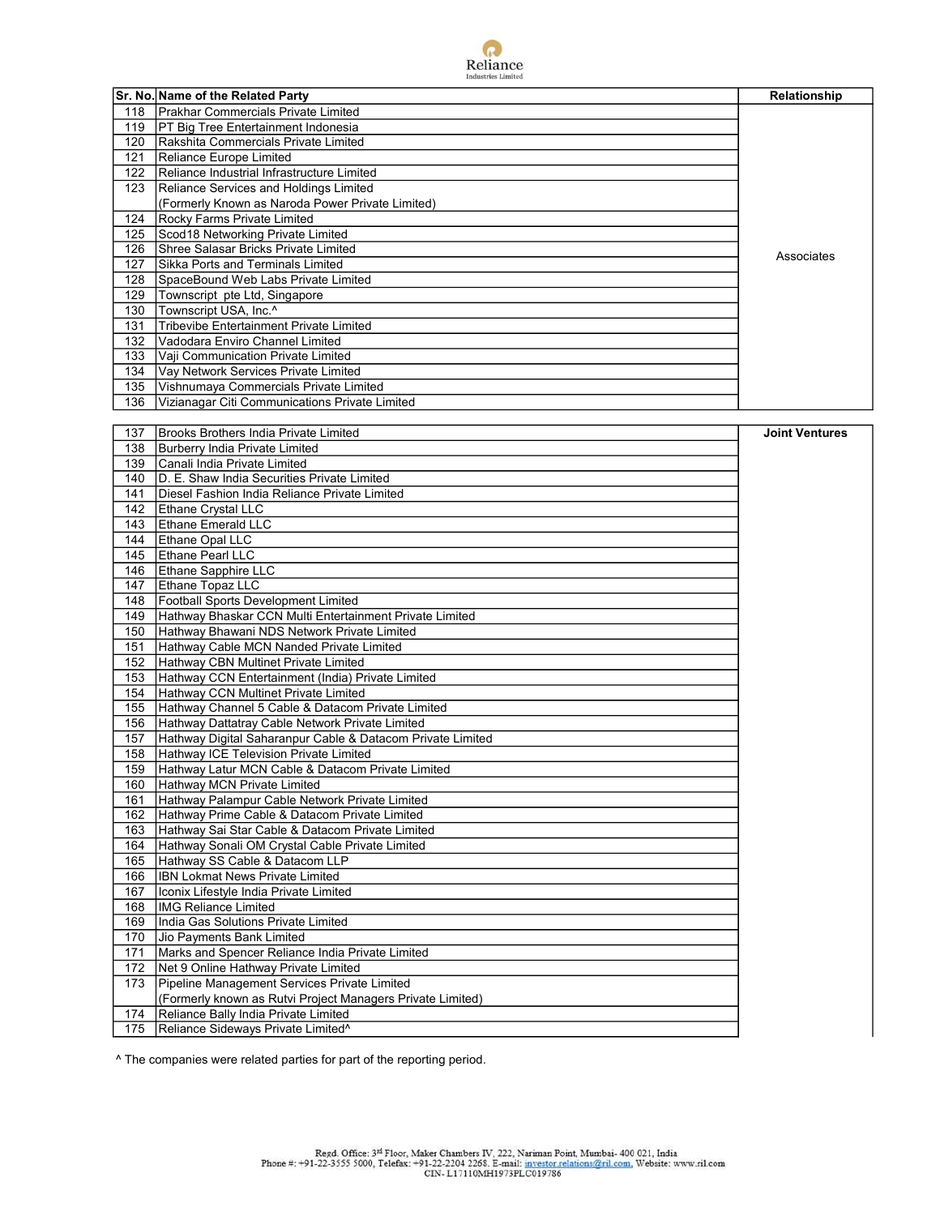| Sr. No. | Name of the Related Party | Relationship |
|---|---|---|
| 118 | Prakhar Commercials Private Limited | Associates |
| 119 | PT Big Tree Entertainment Indonesia | |
| 120 | Rakshita Commercials Private Limited | |
| 121 | Reliance Europe Limited | |
| 122 | Reliance Industrial Infrastructure Limited | |
| 123 | Reliance Services and Holdings Limited (Formerly Known as Naroda Power Private Limited) | |
| 124 | Rocky Farms Private Limited | |
| 125 | Scod18 Networking Private Limited | |
| 126 | Shree Salasar Bricks Private Limited | |
| 127 | Sikka Ports and Terminals Limited | |
| 128 | SpaceBound Web Labs Private Limited | |
| 129 | Townscript pte Ltd, Singapore | |
| 130 | Townscript USA, Inc.^ | |
| 131 | Tribevibe Entertainment Private Limited | |
| 132 | Vadodara Enviro Channel Limited | |
| 133 | Vaji Communication Private Limited | |
| 134 | Vay Network Services Private Limited | |
| 135 | Vishnumaya Commercials Private Limited | |
| 136 | Vizianagar Citi Communications Private Limited | |
| 137 | Brooks Brothers India Private Limited | Joint Ventures |
| 138 | Burberry India Private Limited | |
| 139 | Canali India Private Limited | |
| 140 | D. E. Shaw India Securities Private Limited | |
| 141 | Diesel Fashion India Reliance Private Limited | |
| 142 | Ethane Crystal LLC | |
| 143 | Ethane Emerald LLC | |
| 144 | Ethane Opal LLC | |
| 145 | Ethane Pearl LLC | |
| 146 | Ethane Sapphire LLC | |
| 147 | Ethane Topaz LLC | |
| 148 | Football Sports Development Limited | |
| 149 | Hathway Bhaskar CCN Multi Entertainment Private Limited | |
| 150 | Hathway Bhawani NDS Network Private Limited | |
| 151 | Hathway Cable MCN Nanded Private Limited | |
| 152 | Hathway CBN Multinet Private Limited | |
| 153 | Hathway CCN Entertainment (India) Private Limited | |
| 154 | Hathway CCN Multinet Private Limited | |
| 155 | Hathway Channel 5 Cable & Datacom Private Limited | |
| 156 | Hathway Dattatray Cable Network Private Limited | |
| 157 | Hathway Digital Saharanpur Cable & Datacom Private Limited | |
| 158 | Hathway ICE Television Private Limited | |
| 159 | Hathway Latur MCN Cable & Datacom Private Limited | |
| 160 | Hathway MCN Private Limited | |
| 161 | Hathway Palampur Cable Network Private Limited | |
| 162 | Hathway Prime Cable & Datacom Private Limited | |
| 163 | Hathway Sai Star Cable & Datacom Private Limited | |
| 164 | Hathway Sonali OM Crystal Cable Private Limited | |
| 165 | Hathway SS Cable & Datacom LLP | |
| 166 | IBN Lokmat News Private Limited | |
| 167 | Iconix Lifestyle India Private Limited | |
| 168 | IMG Reliance Limited | |
| 169 | India Gas Solutions Private Limited | |
| 170 | Jio Payments Bank Limited | |
| 171 | Marks and Spencer Reliance India Private Limited | |
| 172 | Net 9 Online Hathway Private Limited | |
| 173 | Pipeline Management Services Private Limited (Formerly known as Rutvi Project Managers Private Limited) | |
| 174 | Reliance Bally India Private Limited | |
| 175 | Reliance Sideways Private Limited^ | |

^ The companies were related parties for part of the reporting period.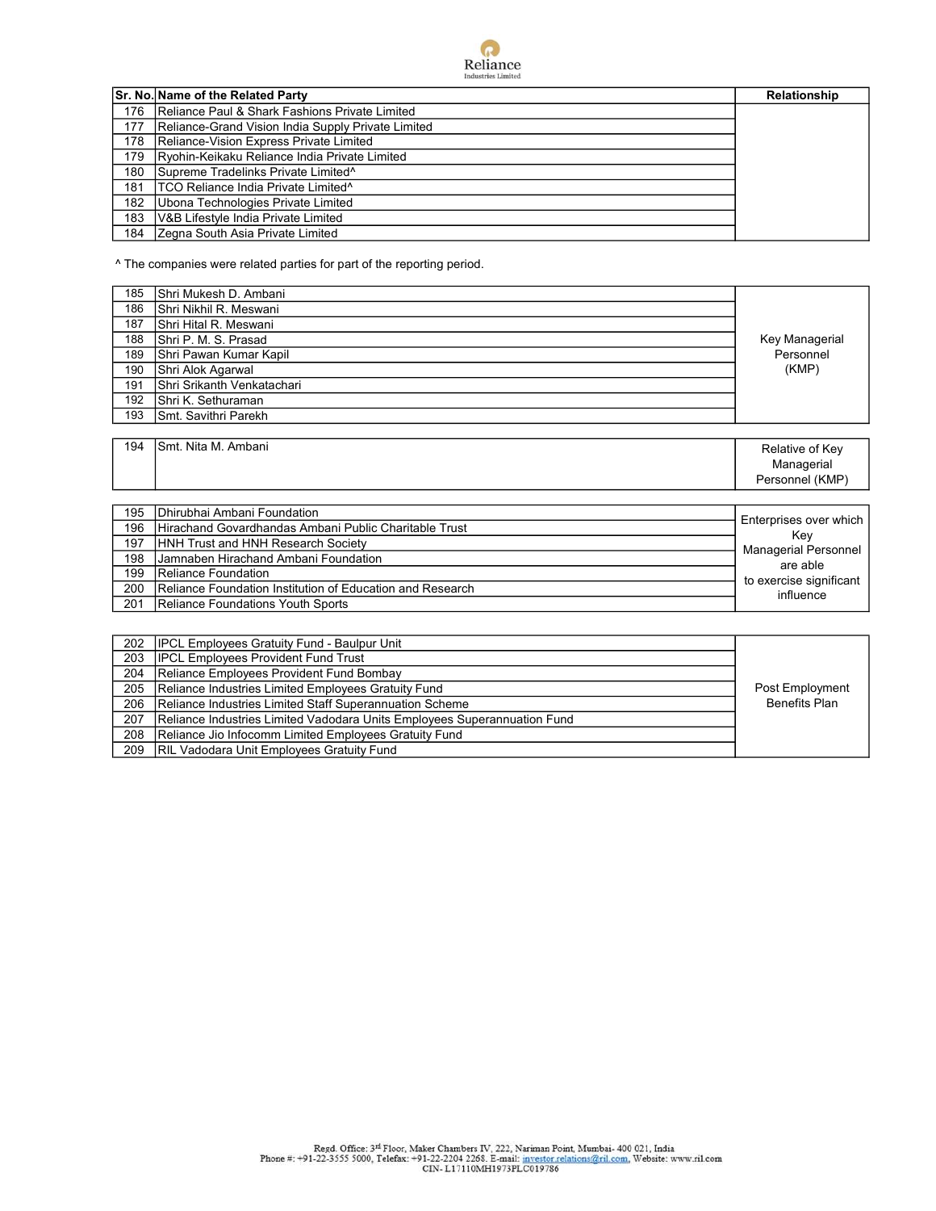| Sr. No. | Name of the Related Party | Relationship |
|---|---|---|
| 176 | Reliance Paul & Shark Fashions Private Limited | |
| 177 | Reliance-Grand Vision India Supply Private Limited | |
| 178 | Reliance-Vision Express Private Limited | |
| 179 | Ryohin-Keikaku Reliance India Private Limited | |
| 180 | Supreme Tradelinks Private Limited^ | |
| 181 | TCO Reliance India Private Limited^ | |
| 182 | Ubona Technologies Private Limited | |
| 183 | V&B Lifestyle India Private Limited | |
| 184 | Zegna South Asia Private Limited | |

^ The companies were related parties for part of the reporting period.

| Sr. No. | Name of the Related Party | Relationship |
|---|---|---|
| 185 | Shri Mukesh D. Ambani | Key Managerial Personnel (KMP) |
| 186 | Shri Nikhil R. Meswani | |
| 187 | Shri Hital R. Meswani | |
| 188 | Shri P. M. S. Prasad | |
| 189 | Shri Pawan Kumar Kapil | |
| 190 | Shri Alok Agarwal | |
| 191 | Shri Srikanth Venkatachari | |
| 192 | Shri K. Sethuraman | |
| 193 | Smt. Savithri Parekh | |
| 194 | Smt. Nita M. Ambani | Relative of Key Managerial Personnel (KMP) |
| 195 | Dhirubhai Ambani Foundation | Enterprises over which Key Managerial Personnel are able to exercise significant influence |
| 196 | Hirachand Govardhandas Ambani Public Charitable Trust | |
| 197 | HNH Trust and HNH Research Society | |
| 198 | Jamnaben Hirachand Ambani Foundation | |
| 199 | Reliance Foundation | |
| 200 | Reliance Foundation Institution of Education and Research | |
| 201 | Reliance Foundations Youth Sports | |
| 202 | IPCL Employees Gratuity Fund - Baulpur Unit | Post Employment Benefits Plan |
| 203 | IPCL Employees Provident Fund Trust | |
| 204 | Reliance Employees Provident Fund Bombay | |
| 205 | Reliance Industries Limited Employees Gratuity Fund | |
| 206 | Reliance Industries Limited Staff Superannuation Scheme | |
| 207 | Reliance Industries Limited Vadodara Units Employees Superannuation Fund | |
| 208 | Reliance Jio Infocomm Limited Employees Gratuity Fund | |
| 209 | RIL Vadodara Unit Employees Gratuity Fund | |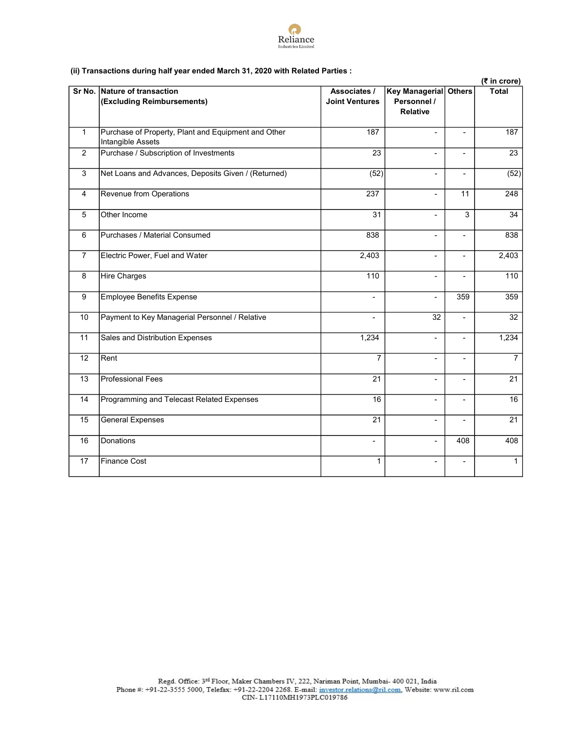**(ii) Transactions during half year ended March 31, 2020 with Related Parties :**

(₹ in crore)

| Sr No. | Nature of transaction (Excluding Reimbursements) | Associates / Joint Ventures | Key Managerial Personnel / Relative | Others | Total |
|---|---|---|---|---|---|
| 1 | Purchase of Property, Plant and Equipment and Other Intangible Assets | 187 | - | - | 187 |
| 2 | Purchase / Subscription of Investments | 23 | - | - | 23 |
| 3 | Net Loans and Advances, Deposits Given / (Returned) | (52) | - | - | (52) |
| 4 | Revenue from Operations | 237 | - | 11 | 248 |
| 5 | Other Income | 31 | - | 3 | 34 |
| 6 | Purchases / Material Consumed | 838 | - | - | 838 |
| 7 | Electric Power, Fuel and Water | 2,403 | - | - | 2,403 |
| 8 | Hire Charges | 110 | - | - | 110 |
| 9 | Employee Benefits Expense | - | - | 359 | 359 |
| 10 | Payment to Key Managerial Personnel / Relative | - | 32 | - | 32 |
| 11 | Sales and Distribution Expenses | 1,234 | - | - | 1,234 |
| 12 | Rent | 7 | - | - | 7 |
| 13 | Professional Fees | 21 | - | - | 21 |
| 14 | Programming and Telecast Related Expenses | 16 | - | - | 16 |
| 15 | General Expenses | 21 | - | - | 21 |
| 16 | Donations | - | - | 408 | 408 |
| 17 | Finance Cost | 1 | - | - | 1 |